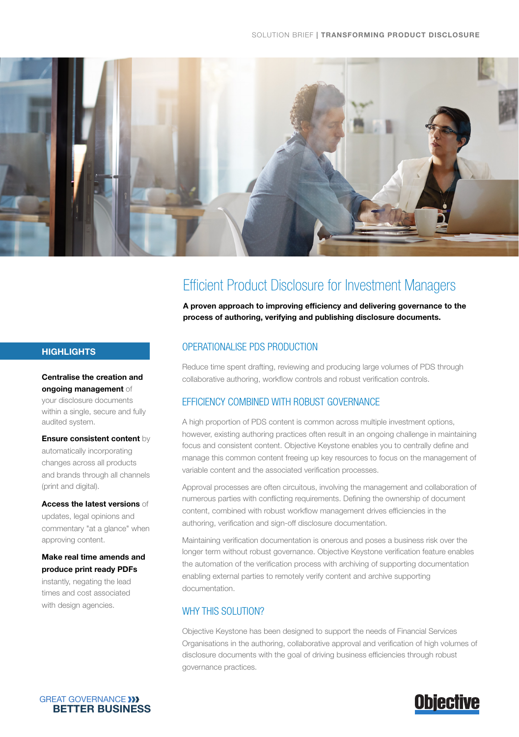# Efficient Product Disclosure for Investment Managers

**A proven approach to improving efficiency and delivering governance to the process of authoring, verifying and publishing disclosure documents.**

## HIGHLIGHTS

**Centralise the creation and ongoing management** of your disclosure documents within a single, secure and fully audited system.

**Ensure consistent content** by automatically incorporating changes across all products and brands through all channels (print and digital).

**Access the latest versions** of updates, legal opinions and commentary "at a glance" when approving content.

**Make real time amends and produce print ready PDFs** instantly, negating the lead times and cost associated with design agencies.

## OPERATIONALISE PDS PRODUCTION

Reduce time spent drafting, reviewing and producing large volumes of PDS through collaborative authoring, workflow controls and robust verification controls.

## EFFICIENCY COMBINED WITH ROBUST GOVERNANCE

A high proportion of PDS content is common across multiple investment options, however, existing authoring practices often result in an ongoing challenge in maintaining focus and consistent content. Objective Keystone enables you to centrally define and manage this common content freeing up key resources to focus on the management of variable content and the associated verification processes.

Approval processes are often circuitous, involving the management and collaboration of numerous parties with conflicting requirements. Defining the ownership of document content, combined with robust workflow management drives efficiencies in the authoring, verification and sign-off disclosure documentation.

Maintaining verification documentation is onerous and poses a business risk over the longer term without robust governance. Objective Keystone verification feature enables the automation of the verification process with archiving of supporting documentation enabling external parties to remotely verify content and archive supporting documentation.

## WHY THIS SOLUTION?

Objective Keystone has been designed to support the needs of Financial Services Organisations in the authoring, collaborative approval and verification of high volumes of disclosure documents with the goal of driving business efficiencies through robust governance practices.

GREAT GOVERNANCE
BETTER BUSINESS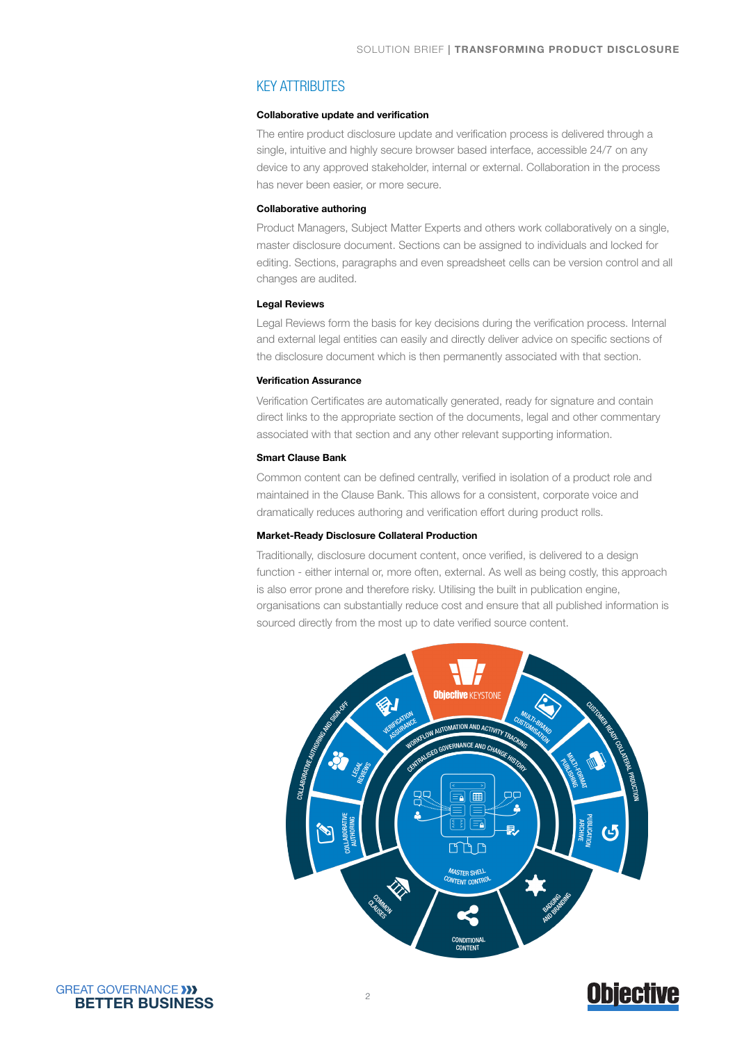## KEY ATTRIBUTES

**Collaborative update and verification**

The entire product disclosure update and verification process is delivered through a single, intuitive and highly secure browser based interface, accessible 24/7 on any device to any approved stakeholder, internal or external. Collaboration in the process has never been easier, or more secure.

**Collaborative authoring**

Product Managers, Subject Matter Experts and others work collaboratively on a single, master disclosure document. Sections can be assigned to individuals and locked for editing. Sections, paragraphs and even spreadsheet cells can be version control and all changes are audited.

**Legal Reviews**

Legal Reviews form the basis for key decisions during the verification process. Internal and external legal entities can easily and directly deliver advice on specific sections of the disclosure document which is then permanently associated with that section.

**Verification Assurance**

Verification Certificates are automatically generated, ready for signature and contain direct links to the appropriate section of the documents, legal and other commentary associated with that section and any other relevant supporting information.

**Smart Clause Bank**

Common content can be defined centrally, verified in isolation of a product role and maintained in the Clause Bank. This allows for a consistent, corporate voice and dramatically reduces authoring and verification effort during product rolls.

**Market-Ready Disclosure Collateral Production**

Traditionally, disclosure document content, once verified, is delivered to a design function - either internal or, more often, external. As well as being costly, this approach is also error prone and therefore risky. Utilising the built in publication engine, organisations can substantially reduce cost and ensure that all published information is sourced directly from the most up to date verified source content.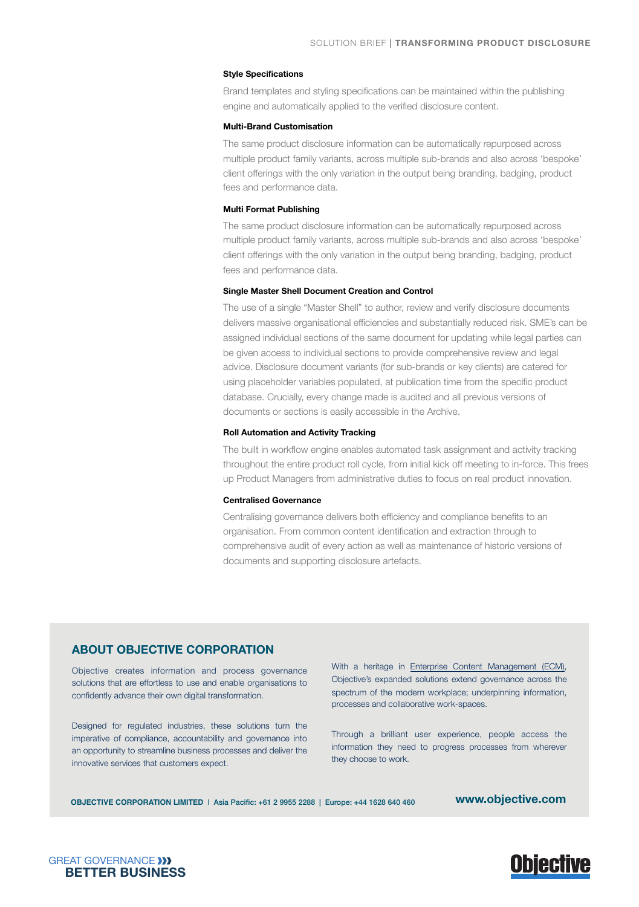### Style Specifications

Brand templates and styling specifications can be maintained within the publishing engine and automatically applied to the verified disclosure content.

### Multi-Brand Customisation

The same product disclosure information can be automatically repurposed across multiple product family variants, across multiple sub-brands and also across 'bespoke' client offerings with the only variation in the output being branding, badging, product fees and performance data.

### Multi Format Publishing

The same product disclosure information can be automatically repurposed across multiple product family variants, across multiple sub-brands and also across 'bespoke' client offerings with the only variation in the output being branding, badging, product fees and performance data.

### Single Master Shell Document Creation and Control

The use of a single "Master Shell" to author, review and verify disclosure documents delivers massive organisational efficiencies and substantially reduced risk. SME's can be assigned individual sections of the same document for updating while legal parties can be given access to individual sections to provide comprehensive review and legal advice. Disclosure document variants (for sub-brands or key clients) are catered for using placeholder variables populated, at publication time from the specific product database. Crucially, every change made is audited and all previous versions of documents or sections is easily accessible in the Archive.

### Roll Automation and Activity Tracking

The built in workflow engine enables automated task assignment and activity tracking throughout the entire product roll cycle, from initial kick off meeting to in-force. This frees up Product Managers from administrative duties to focus on real product innovation.

### Centralised Governance

Centralising governance delivers both efficiency and compliance benefits to an organisation. From common content identification and extraction through to comprehensive audit of every action as well as maintenance of historic versions of documents and supporting disclosure artefacts.

## ABOUT OBJECTIVE CORPORATION

Objective creates information and process governance solutions that are effortless to use and enable organisations to confidently advance their own digital transformation.

Designed for regulated industries, these solutions turn the imperative of compliance, accountability and governance into an opportunity to streamline business processes and deliver the innovative services that customers expect.

With a heritage in Enterprise Content Management (ECM), Objective's expanded solutions extend governance across the spectrum of the modern workplace; underpinning information, processes and collaborative work-spaces.

Through a brilliant user experience, people access the information they need to progress processes from wherever they choose to work.

**OBJECTIVE CORPORATION LIMITED** | Asia Pacific: +61 2 9955 2288 | Europe: +44 1628 640 460

**www.objective.com**

GREAT GOVERNANCE
**BETTER BUSINESS**

Objective